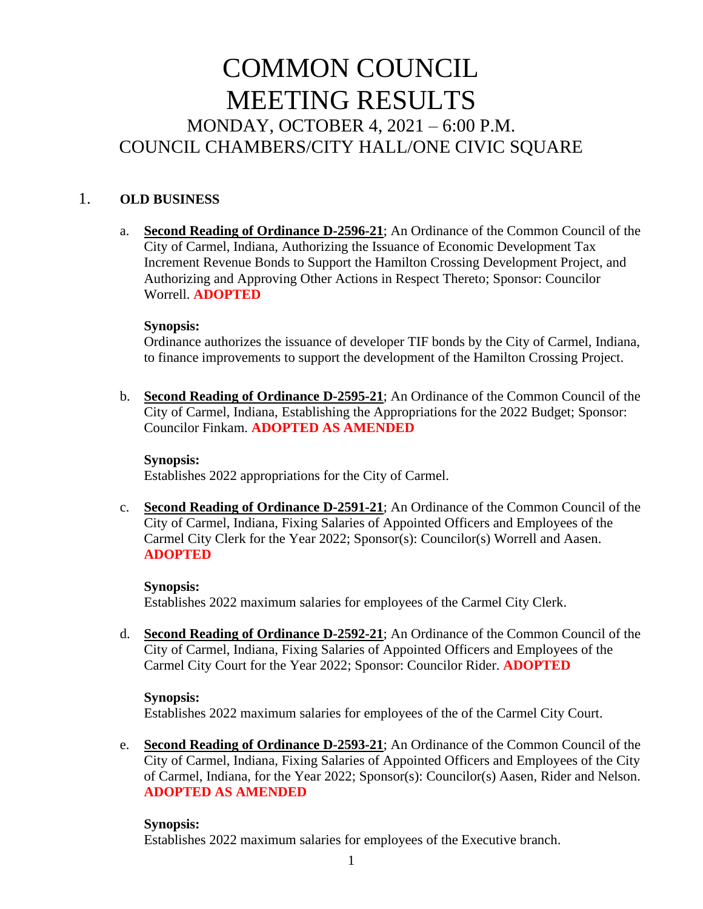# COMMON COUNCIL
# MEETING RESULTS

## MONDAY, OCTOBER 4, 2021 – 6:00 P.M.
## COUNCIL CHAMBERS/CITY HALL/ONE CIVIC SQUARE

1. **OLD BUSINESS**

   a. **Second Reading of Ordinance D-2596-21**; An Ordinance of the Common Council of the City of Carmel, Indiana, Authorizing the Issuance of Economic Development Tax Increment Revenue Bonds to Support the Hamilton Crossing Development Project, and Authorizing and Approving Other Actions in Respect Thereto; Sponsor: Councilor Worrell. **ADOPTED**

   **Synopsis:**
   Ordinance authorizes the issuance of developer TIF bonds by the City of Carmel, Indiana, to finance improvements to support the development of the Hamilton Crossing Project.

   b. **Second Reading of Ordinance D-2595-21**; An Ordinance of the Common Council of the City of Carmel, Indiana, Establishing the Appropriations for the 2022 Budget; Sponsor: Councilor Finkam. **ADOPTED AS AMENDED**

   **Synopsis:**
   Establishes 2022 appropriations for the City of Carmel.

   c. **Second Reading of Ordinance D-2591-21**; An Ordinance of the Common Council of the City of Carmel, Indiana, Fixing Salaries of Appointed Officers and Employees of the Carmel City Clerk for the Year 2022; Sponsor(s): Councilor(s) Worrell and Aasen. **ADOPTED**

   **Synopsis:**
   Establishes 2022 maximum salaries for employees of the Carmel City Clerk.

   d. **Second Reading of Ordinance D-2592-21**; An Ordinance of the Common Council of the City of Carmel, Indiana, Fixing Salaries of Appointed Officers and Employees of the Carmel City Court for the Year 2022; Sponsor: Councilor Rider. **ADOPTED**

   **Synopsis:**
   Establishes 2022 maximum salaries for employees of the of the Carmel City Court.

   e. **Second Reading of Ordinance D-2593-21**; An Ordinance of the Common Council of the City of Carmel, Indiana, Fixing Salaries of Appointed Officers and Employees of the City of Carmel, Indiana, for the Year 2022; Sponsor(s): Councilor(s) Aasen, Rider and Nelson. **ADOPTED AS AMENDED**

   **Synopsis:**
   Establishes 2022 maximum salaries for employees of the Executive branch.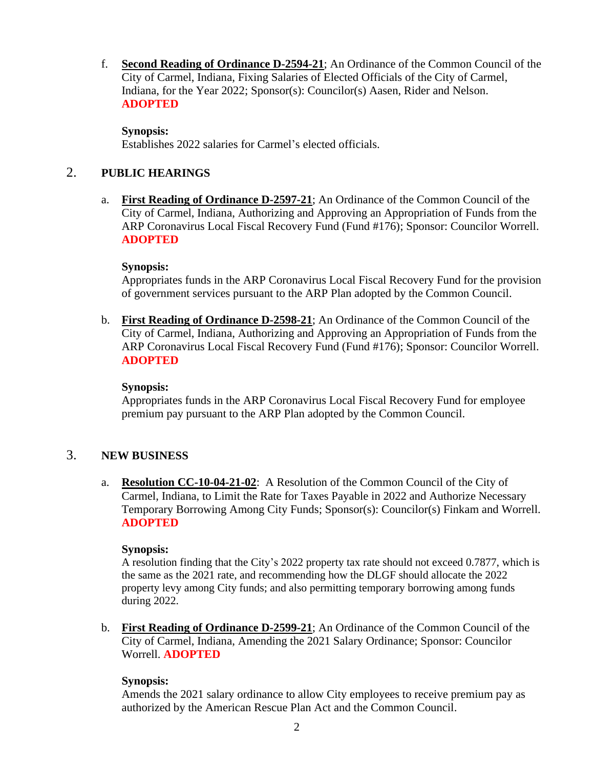f. **Second Reading of Ordinance D-2594-21**; An Ordinance of the Common Council of the City of Carmel, Indiana, Fixing Salaries of Elected Officials of the City of Carmel, Indiana, for the Year 2022; Sponsor(s): Councilor(s) Aasen, Rider and Nelson. **ADOPTED**

**Synopsis:**
Establishes 2022 salaries for Carmel's elected officials.

## 2. PUBLIC HEARINGS

a. **First Reading of Ordinance D-2597-21**; An Ordinance of the Common Council of the City of Carmel, Indiana, Authorizing and Approving an Appropriation of Funds from the ARP Coronavirus Local Fiscal Recovery Fund (Fund #176); Sponsor: Councilor Worrell. **ADOPTED**

**Synopsis:**
Appropriates funds in the ARP Coronavirus Local Fiscal Recovery Fund for the provision of government services pursuant to the ARP Plan adopted by the Common Council.

b. **First Reading of Ordinance D-2598-21**; An Ordinance of the Common Council of the City of Carmel, Indiana, Authorizing and Approving an Appropriation of Funds from the ARP Coronavirus Local Fiscal Recovery Fund (Fund #176); Sponsor: Councilor Worrell. **ADOPTED**

**Synopsis:**
Appropriates funds in the ARP Coronavirus Local Fiscal Recovery Fund for employee premium pay pursuant to the ARP Plan adopted by the Common Council.

## 3. NEW BUSINESS

a. **Resolution CC-10-04-21-02**: A Resolution of the Common Council of the City of Carmel, Indiana, to Limit the Rate for Taxes Payable in 2022 and Authorize Necessary Temporary Borrowing Among City Funds; Sponsor(s): Councilor(s) Finkam and Worrell. **ADOPTED**

**Synopsis:**
A resolution finding that the City's 2022 property tax rate should not exceed 0.7877, which is the same as the 2021 rate, and recommending how the DLGF should allocate the 2022 property levy among City funds; and also permitting temporary borrowing among funds during 2022.

b. **First Reading of Ordinance D-2599-21**; An Ordinance of the Common Council of the City of Carmel, Indiana, Amending the 2021 Salary Ordinance; Sponsor: Councilor Worrell. **ADOPTED**

**Synopsis:**
Amends the 2021 salary ordinance to allow City employees to receive premium pay as authorized by the American Rescue Plan Act and the Common Council.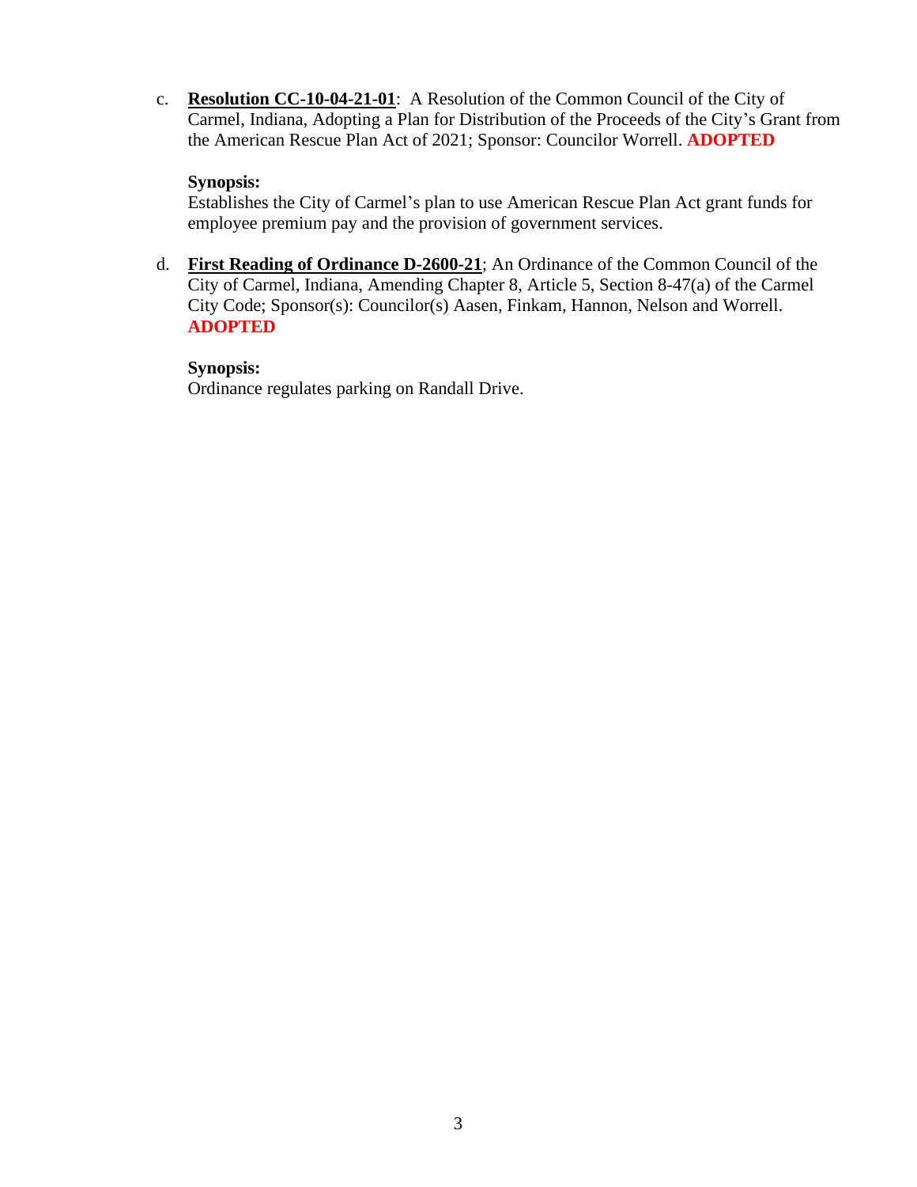c. **Resolution CC-10-04-21-01**: A Resolution of the Common Council of the City of Carmel, Indiana, Adopting a Plan for Distribution of the Proceeds of the City's Grant from the American Rescue Plan Act of 2021; Sponsor: Councilor Worrell. **ADOPTED**

**Synopsis:**
Establishes the City of Carmel's plan to use American Rescue Plan Act grant funds for employee premium pay and the provision of government services.

d. **First Reading of Ordinance D-2600-21**; An Ordinance of the Common Council of the City of Carmel, Indiana, Amending Chapter 8, Article 5, Section 8-47(a) of the Carmel City Code; Sponsor(s): Councilor(s) Aasen, Finkam, Hannon, Nelson and Worrell. **ADOPTED**

**Synopsis:**
Ordinance regulates parking on Randall Drive.